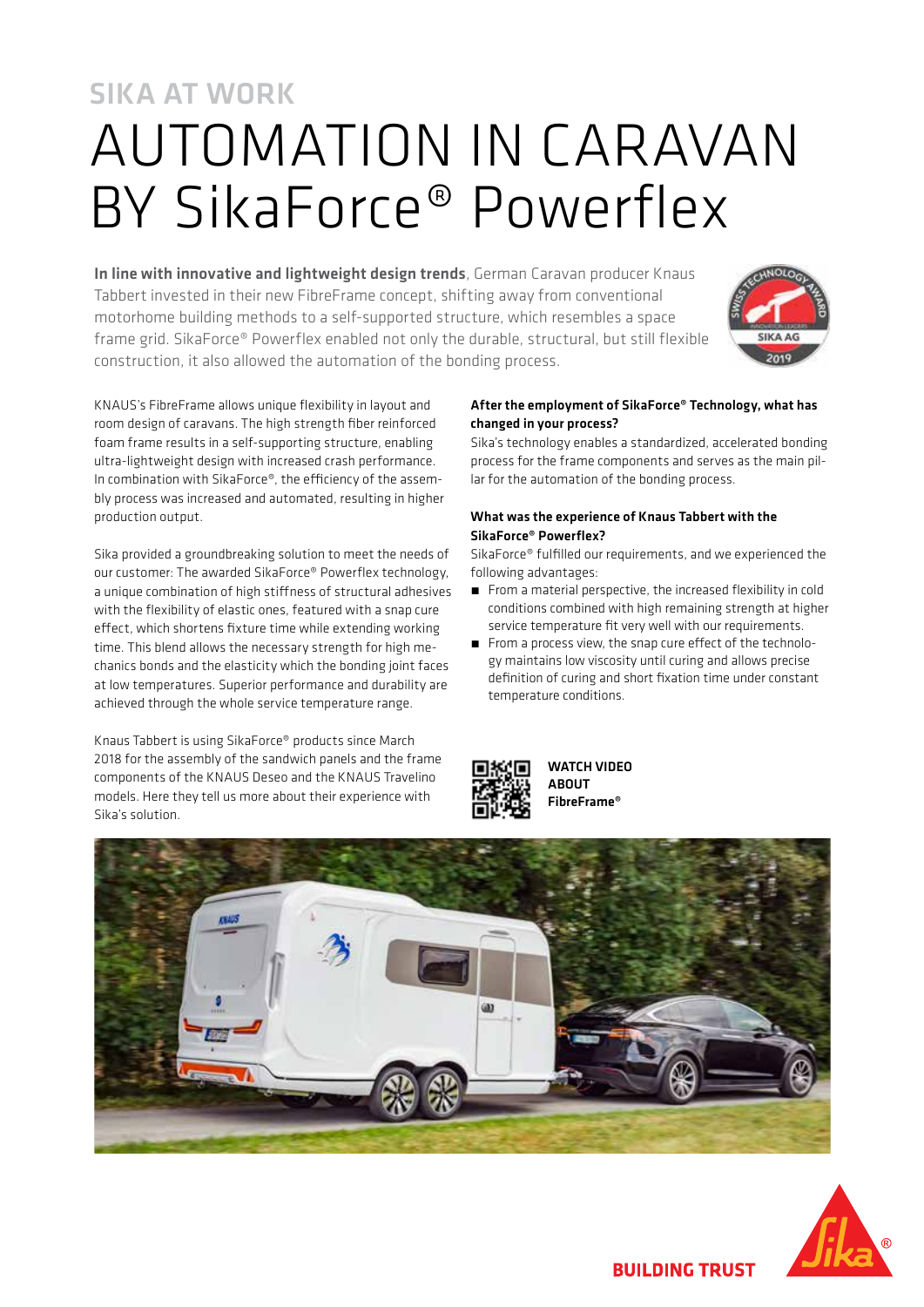SIKA AT WORK

# AUTOMATION IN CARAVAN BY SikaForce® Powerflex

**In line with innovative and lightweight design trends**, German Caravan producer Knaus Tabbert invested in their new FibreFrame concept, shifting away from conventional motorhome building methods to a self-supported structure, which resembles a space frame grid. SikaForce® Powerflex enabled not only the durable, structural, but still flexible construction, it also allowed the automation of the bonding process.

KNAUS's FibreFrame allows unique flexibility in layout and room design of caravans. The high strength fiber reinforced foam frame results in a self-supporting structure, enabling ultra-lightweight design with increased crash performance. In combination with SikaForce®, the efficiency of the assembly process was increased and automated, resulting in higher production output.

Sika provided a groundbreaking solution to meet the needs of our customer: The awarded SikaForce® Powerflex technology, a unique combination of high stiffness of structural adhesives with the flexibility of elastic ones, featured with a snap cure effect, which shortens fixture time while extending working time. This blend allows the necessary strength for high mechanics bonds and the elasticity which the bonding joint faces at low temperatures. Superior performance and durability are achieved through the whole service temperature range.

Knaus Tabbert is using SikaForce® products since March 2018 for the assembly of the sandwich panels and the frame components of the KNAUS Deseo and the KNAUS Travelino models. Here they tell us more about their experience with Sika's solution.

**After the employment of SikaForce® Technology, what has changed in your process?**

Sika's technology enables a standardized, accelerated bonding process for the frame components and serves as the main pillar for the automation of the bonding process.

**What was the experience of Knaus Tabbert with the SikaForce® Powerflex?**

SikaForce® fulfilled our requirements, and we experienced the following advantages:

- From a material perspective, the increased flexibility in cold conditions combined with high remaining strength at higher service temperature fit very well with our requirements.
- From a process view, the snap cure effect of the technology maintains low viscosity until curing and allows precise definition of curing and short fixation time under constant temperature conditions.

**WATCH VIDEO ABOUT FibreFrame®**

**BUILDING TRUST**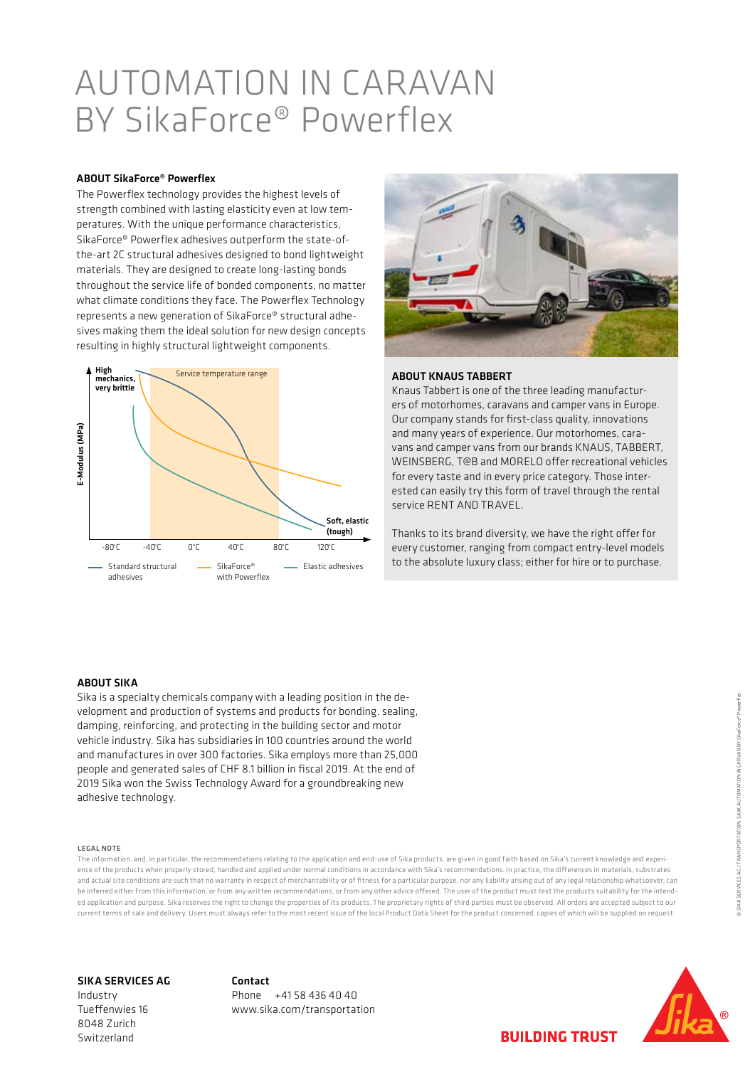# AUTOMATION IN CARAVAN BY SikaForce® Powerflex

### ABOUT SikaForce® Powerflex

The Powerflex technology provides the highest levels of strength combined with lasting elasticity even at low temperatures. With the unique performance characteristics, SikaForce® Powerflex adhesives outperform the state-of-the-art 2C structural adhesives designed to bond lightweight materials. They are designed to create long-lasting bonds throughout the service life of bonded components, no matter what climate conditions they face. The Powerflex Technology represents a new generation of SikaForce® structural adhesives making them the ideal solution for new design concepts resulting in highly structural lightweight components.

High mechanics, very brittle

Service temperature range

E-Modulus (MPa)

Soft, elastic (tough)

-80°C -40°C 0°C 40°C 80°C 120°C

Standard structural adhesives

SikaForce® with Powerflex

Elastic adhesives

### ABOUT KNAUS TABBERT

Knaus Tabbert is one of the three leading manufacturers of motorhomes, caravans and camper vans in Europe. Our company stands for first-class quality, innovations and many years of experience. Our motorhomes, caravans and camper vans from our brands KNAUS, TABBERT, WEINSBERG, T@B and MORELO offer recreational vehicles for every taste and in every price category. Those interested can easily try this form of travel through the rental service RENT AND TRAVEL.

Thanks to its brand diversity, we have the right offer for every customer, ranging from compact entry-level models to the absolute luxury class; either for hire or to purchase.

### ABOUT SIKA

Sika is a specialty chemicals company with a leading position in the development and production of systems and products for bonding, sealing, damping, reinforcing, and protecting in the building sector and motor vehicle industry. Sika has subsidiaries in 100 countries around the world and manufactures in over 300 factories. Sika employs more than 25,000 people and generated sales of CHF 8.1 billion in fiscal 2019. At the end of 2019 Sika won the Swiss Technology Award for a groundbreaking new adhesive technology.

#### LEGAL NOTE

The information, and, in particular, the recommendations relating to the application and end-use of Sika products, are given in good faith based on Sika's current knowledge and experience of the products when properly stored, handled and applied under normal conditions in accordance with Sika's recommendations. In practice, the differences in materials, substrates and actual site conditions are such that no warranty in respect of merchantability or of fitness for a particular purpose, nor any liability arising out of any legal relationship whatsoever, can be inferred either from this information, or from any written recommendations, or from any other advice offered. The user of the product must test the products suitability for the intended application and purpose. Sika reserves the right to change the properties of its products. The proprietary rights of third parties must be observed. All orders are accepted subject to our current terms of sale and delivery. Users must always refer to the most recent issue of the local Product Data Sheet for the product concerned, copies of which will be supplied on request.

**SIKA SERVICES AG**
Industry
Tueffenwies 16
8048 Zurich
Switzerland

**Contact**
Phone +41 58 436 40 40
www.sika.com/transportation

**BUILDING TRUST**

© SIKA SERVICES AG / TRANSPORTATION, SAW, AUTOMATION IN CARAVAN BY SikaForce® Powerflex